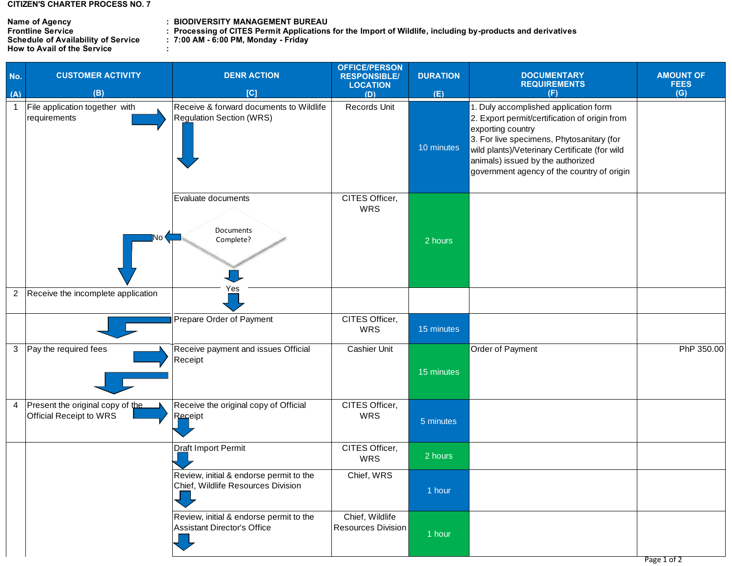**CITIZEN'S CHARTER PROCESS NO. 7**

**Name of Agency** : **BIODIVERSITY MANAGEMENT BUREAU**
**Frontline Service** : **Processing of CITES Permit Applications for the Import of Wildlife, including by-products and derivatives**
**Schedule of Availability of Service** : **7:00 AM - 6:00 PM, Monday - Friday**
**How to Avail of the Service** :

| No. (A) | CUSTOMER ACTIVITY (B) | DENR ACTION [C] | OFFICE/PERSON RESPONSIBLE/ LOCATION (D) | DURATION (E) | DOCUMENTARY REQUIREMENTS (F) | AMOUNT OF FEES (G) |
|---|---|---|---|---|---|---|
| 1 | File application together with requirements | Receive & forward documents to Wildlife Regulation Section (WRS) | Records Unit | 10 minutes | 1. Duly accomplished application form<br>2. Export permit/certification of origin from exporting country<br>3. For live specimens, Phytosanitary (for wild plants)/Veterinary Certificate (for wild animals) issued by the authorized government agency of the country of origin | |
| | | Evaluate documents<br>Documents Complete? (No → Receive the incomplete application; Yes → Prepare Order of Payment) | CITES Officer, WRS | 2 hours | | |
| 2 | Receive the incomplete application | | | | | |
| | | Prepare Order of Payment | CITES Officer, WRS | 15 minutes | | |
| 3 | Pay the required fees | Receive payment and issues Official Receipt | Cashier Unit | 15 minutes | Order of Payment | PhP 350.00 |
| 4 | Present the original copy of the Official Receipt to WRS | Receive the original copy of Official Receipt | CITES Officer, WRS | 5 minutes | | |
| | | Draft Import Permit | CITES Officer, WRS | 2 hours | | |
| | | Review, initial & endorse permit to the Chief, Wildlife Resources Division | Chief, WRS | 1 hour | | |
| | | Review, initial & endorse permit to the Assistant Director's Office | Chief, Wildlife Resources Division | 1 hour | | |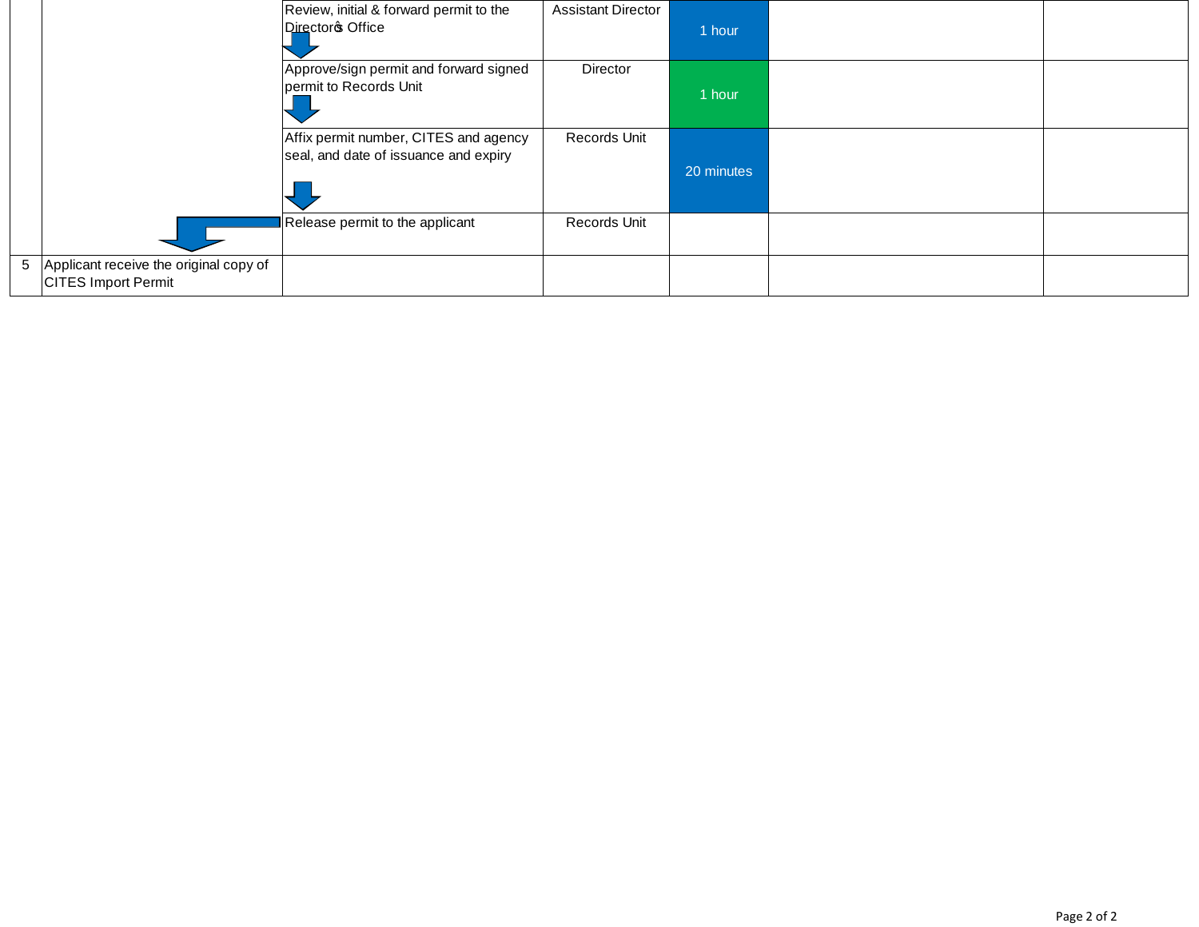| | | | | | | |
|---|---|---|---|---|---|---|
| | | Review, initial & forward permit to the Director's Office | Assistant Director | 1 hour | | |
| | | Approve/sign permit and forward signed permit to Records Unit | Director | 1 hour | | |
| | | Affix permit number, CITES and agency seal, and date of issuance and expiry | Records Unit | 20 minutes | | |
| | | Release permit to the applicant | Records Unit | | | |
| 5 | Applicant receive the original copy of CITES Import Permit | | | | | |